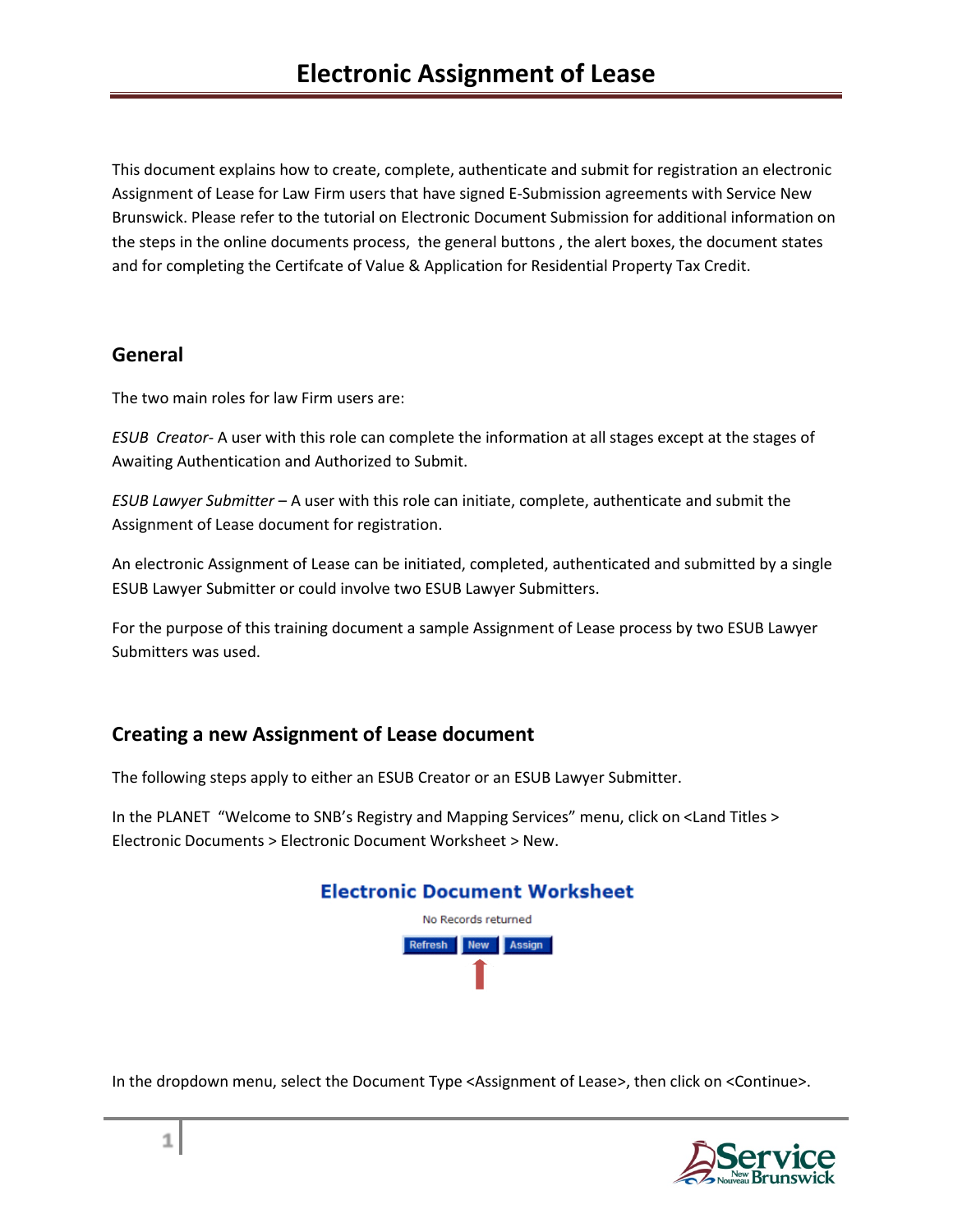# Electronic Assignment of Lease

This document explains how to create, complete, authenticate and submit for registration an electronic Assignment of Lease for Law Firm users that have signed E-Submission agreements with Service New Brunswick. Please refer to the tutorial on Electronic Document Submission for additional information on the steps in the online documents process, the general buttons , the alert boxes, the document states and for completing the Certifcate of Value & Application for Residential Property Tax Credit.

## General

The two main roles for law Firm users are:

*ESUB Creator-* A user with this role can complete the information at all stages except at the stages of Awaiting Authentication and Authorized to Submit.

*ESUB Lawyer Submitter* – A user with this role can initiate, complete, authenticate and submit the Assignment of Lease document for registration.

An electronic Assignment of Lease can be initiated, completed, authenticated and submitted by a single ESUB Lawyer Submitter or could involve two ESUB Lawyer Submitters.

For the purpose of this training document a sample Assignment of Lease process by two ESUB Lawyer Submitters was used.

## Creating a new Assignment of Lease document

The following steps apply to either an ESUB Creator or an ESUB Lawyer Submitter.

In the PLANET "Welcome to SNB's Registry and Mapping Services" menu, click on <Land Titles > Electronic Documents > Electronic Document Worksheet > New.

**Electronic Document Worksheet**

No Records returned

Refresh New Assign

In the dropdown menu, select the Document Type <Assignment of Lease>, then click on <Continue>.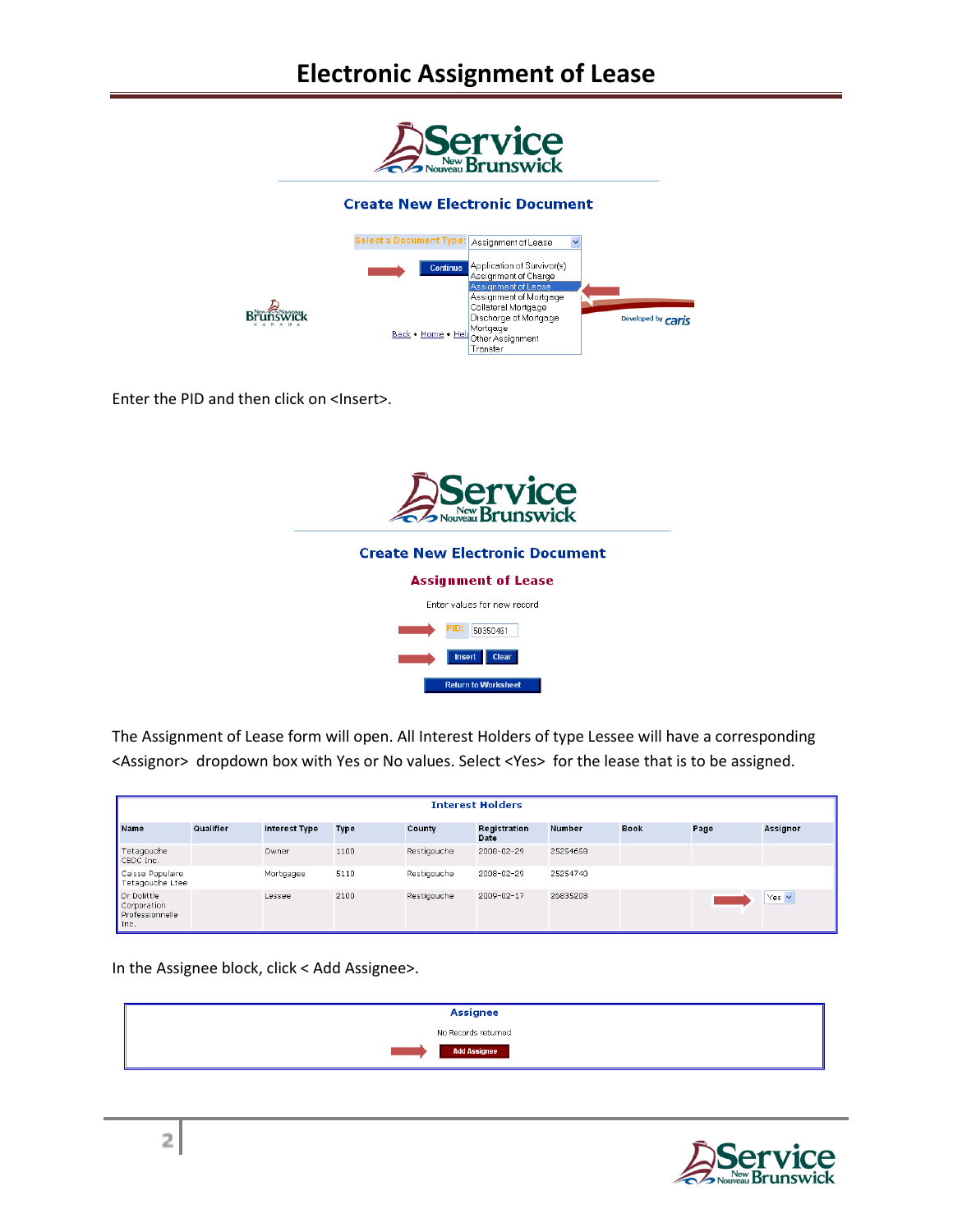# Electronic Assignment of Lease

Enter the PID and then click on <Insert>.

The Assignment of Lease form will open. All Interest Holders of type Lessee will have a corresponding <Assignor> dropdown box with Yes or No values. Select <Yes> for the lease that is to be assigned.

In the Assignee block, click < Add Assignee>.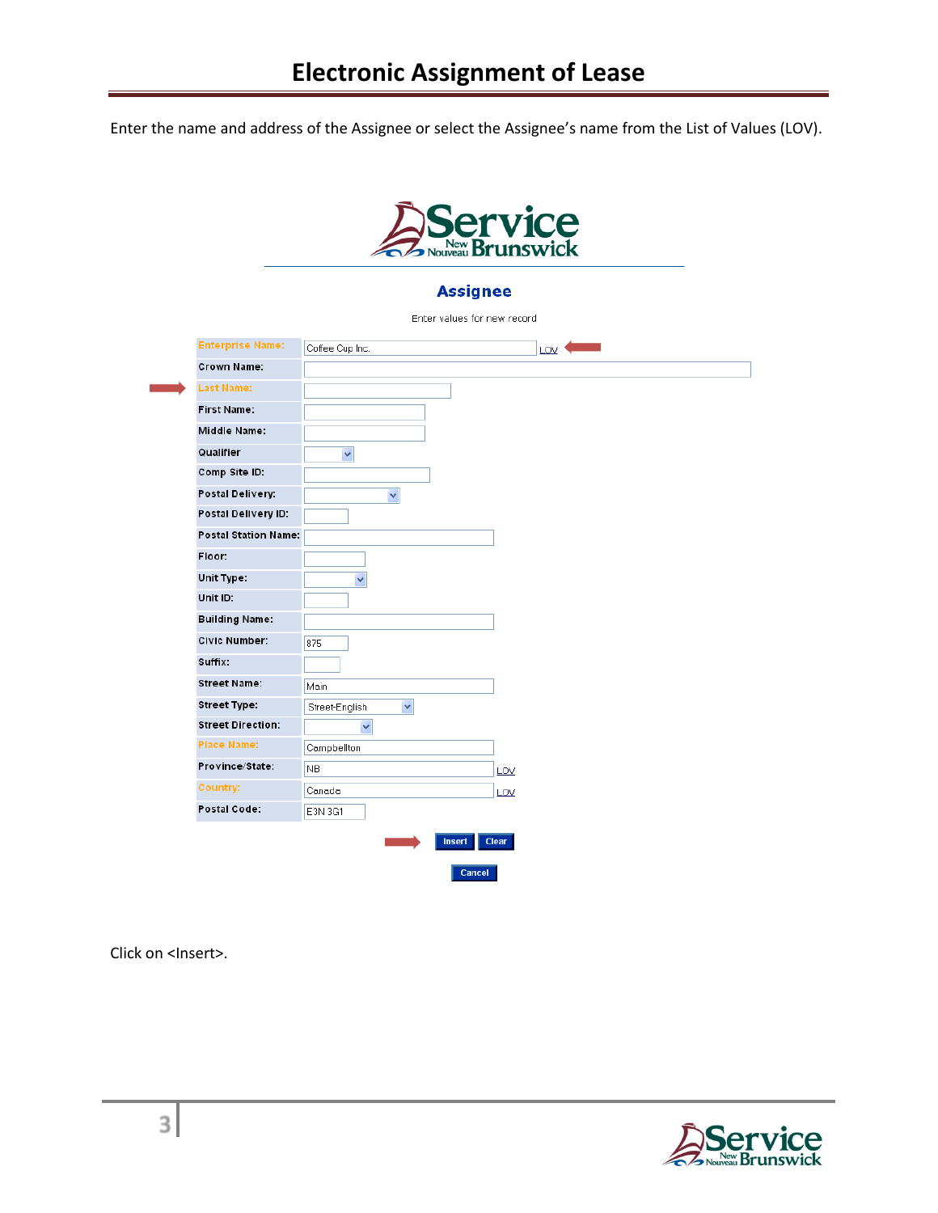# Electronic Assignment of Lease

Enter the name and address of the Assignee or select the Assignee's name from the List of Values (LOV).

## Assignee

Enter values for new record

| Field | Value |
| --- | --- |
| Enterprise Name: | Coffee Cup Inc. LOV |
| Crown Name: | |
| Last Name: | |
| First Name: | |
| Middle Name: | |
| Qualifier | |
| Comp Site ID: | |
| Postal Delivery: | |
| Postal Delivery ID: | |
| Postal Station Name: | |
| Floor: | |
| Unit Type: | |
| Unit ID: | |
| Building Name: | |
| Civic Number: | 875 |
| Suffix: | |
| Street Name: | Main |
| Street Type: | Street-English |
| Street Direction: | |
| Place Name: | Campbellton |
| Province/State: | NB LOV |
| Country: | Canada LOV |
| Postal Code: | E3N 3G1 |

Insert Clear

Cancel

Click on <Insert>.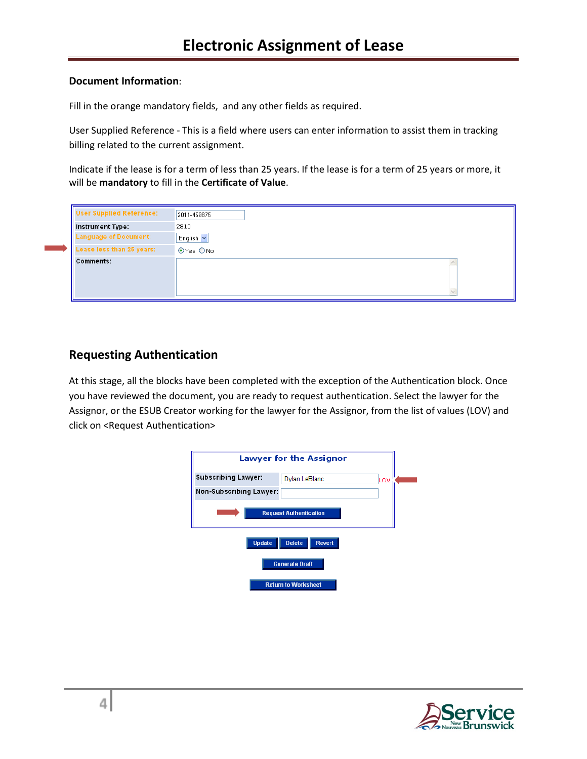# Electronic Assignment of Lease

**Document Information**:

Fill in the orange mandatory fields, and any other fields as required.

User Supplied Reference - This is a field where users can enter information to assist them in tracking billing related to the current assignment.

Indicate if the lease is for a term of less than 25 years. If the lease is for a term of 25 years or more, it will be **mandatory** to fill in the **Certificate of Value**.

| | |
|---|---|
| User Supplied Reference: | 2011-459875 |
| Instrument Type: | 2810 |
| Language of Document: | English |
| Lease less than 25 years: | ⦿ Yes ○ No |
| Comments: | |

## Requesting Authentication

At this stage, all the blocks have been completed with the exception of the Authentication block. Once you have reviewed the document, you are ready to request authentication. Select the lawyer for the Assignor, or the ESUB Creator working for the lawyer for the Assignor, from the list of values (LOV) and click on <Request Authentication>

**Lawyer for the Assignor**

| | |
|---|---|
| Subscribing Lawyer: | Dylan LeBlanc LOV |
| Non-Subscribing Lawyer: | |

Request Authentication

Update | Delete | Revert

Generate Draft

Return to Worksheet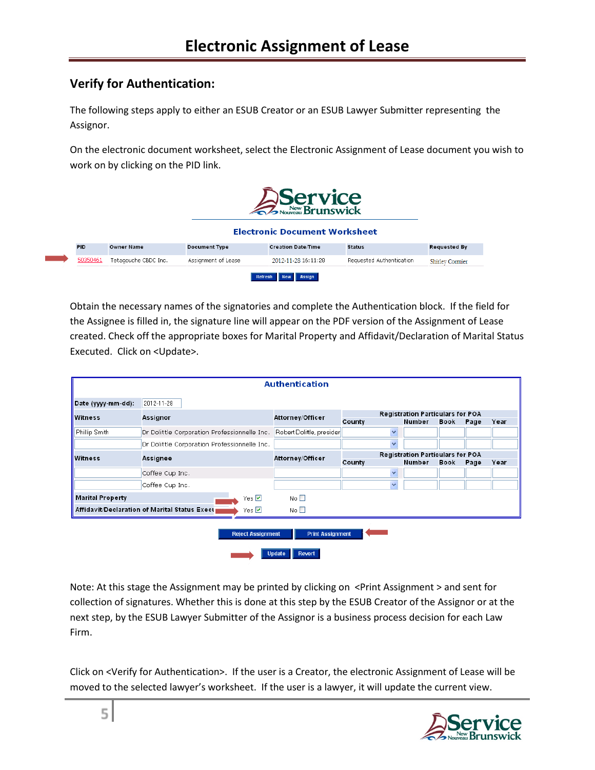## Verify for Authentication:

The following steps apply to either an ESUB Creator or an ESUB Lawyer Submitter representing the Assignor.

On the electronic document worksheet, select the Electronic Assignment of Lease document you wish to work on by clicking on the PID link.

**Electronic Document Worksheet**

| PID | Owner Name | Document Type | Creation Date/Time | Status | Requested By |
|---|---|---|---|---|---|
| 50350461 | Tatagouche CBDC Inc. | Assignment of Lease | 2012-11-28 16:11:28 | Requested Authentication | Shirley Cormier |

Refresh | New | Assign

Obtain the necessary names of the signatories and complete the Authentication block. If the field for the Assignee is filled in, the signature line will appear on the PDF version of the Assignment of Lease created. Check off the appropriate boxes for Marital Property and Affidavit/Declaration of Marital Status Executed. Click on <Update>.

**Authentication**

Date (yyyy-mm-dd): 2012-11-28

| Witness | Assignor | Attorney/Officer | Registration Particulars for POA County | Number | Book | Page | Year |
|---|---|---|---|---|---|---|---|
| Phillip Smith | Dr Dolittle Corporation Professionnelle Inc. | Robert Dolittle, presider | | | | | |
| | Dr Dolittle Corporation Professionnelle Inc. | | | | | | |
| **Witness** | **Assignee** | **Attorney/Officer** | **Registration Particulars for POA County** | **Number** | **Book** | **Page** | **Year** |
| | Coffee Cup Inc. | | | | | | |
| | Coffee Cup Inc. | | | | | | |

Marital Property: Yes ☑ No ☐

Affidavit/Declaration of Marital Status Exec: Yes ☑ No ☐

Reject Assignment | Print Assignment

Update | Revert

Note: At this stage the Assignment may be printed by clicking on <Print Assignment > and sent for collection of signatures. Whether this is done at this step by the ESUB Creator of the Assignor or at the next step, by the ESUB Lawyer Submitter of the Assignor is a business process decision for each Law Firm.

Click on <Verify for Authentication>. If the user is a Creator, the electronic Assignment of Lease will be moved to the selected lawyer's worksheet. If the user is a lawyer, it will update the current view.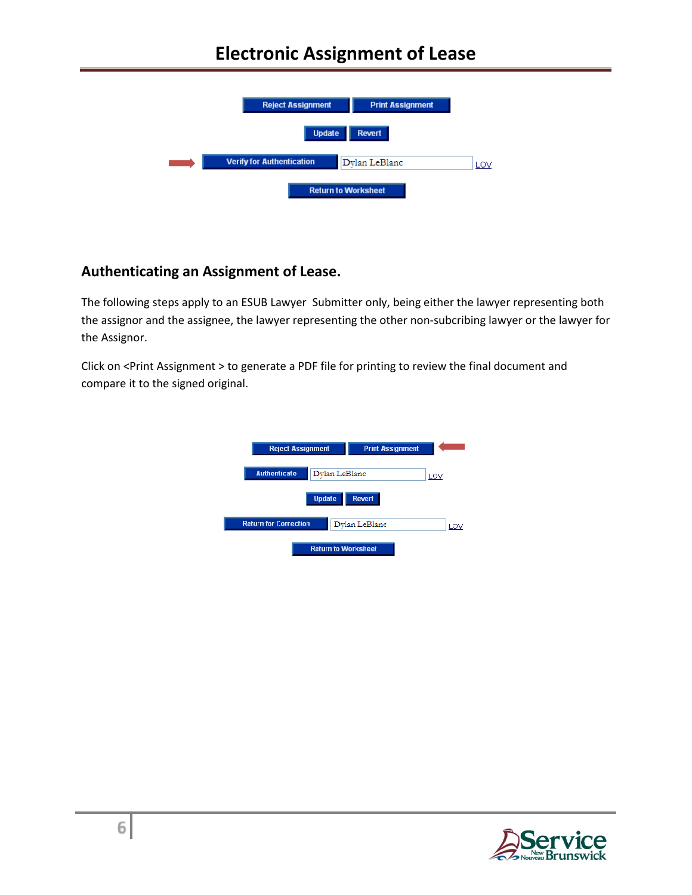Reject Assignment | Print Assignment

Update | Revert

Verify for Authentication | Dylan LeBlanc | LOV

Return to Worksheet

## Authenticating an Assignment of Lease.

The following steps apply to an ESUB Lawyer Submitter only, being either the lawyer representing both the assignor and the assignee, the lawyer representing the other non-subcribing lawyer or the lawyer for the Assignor.

Click on <Print Assignment > to generate a PDF file for printing to review the final document and compare it to the signed original.

Reject Assignment | Print Assignment

Authenticate | Dylan LeBlanc | LOV

Update | Revert

Return for Correction | Dylan LeBlanc | LOV

Return to Worksheet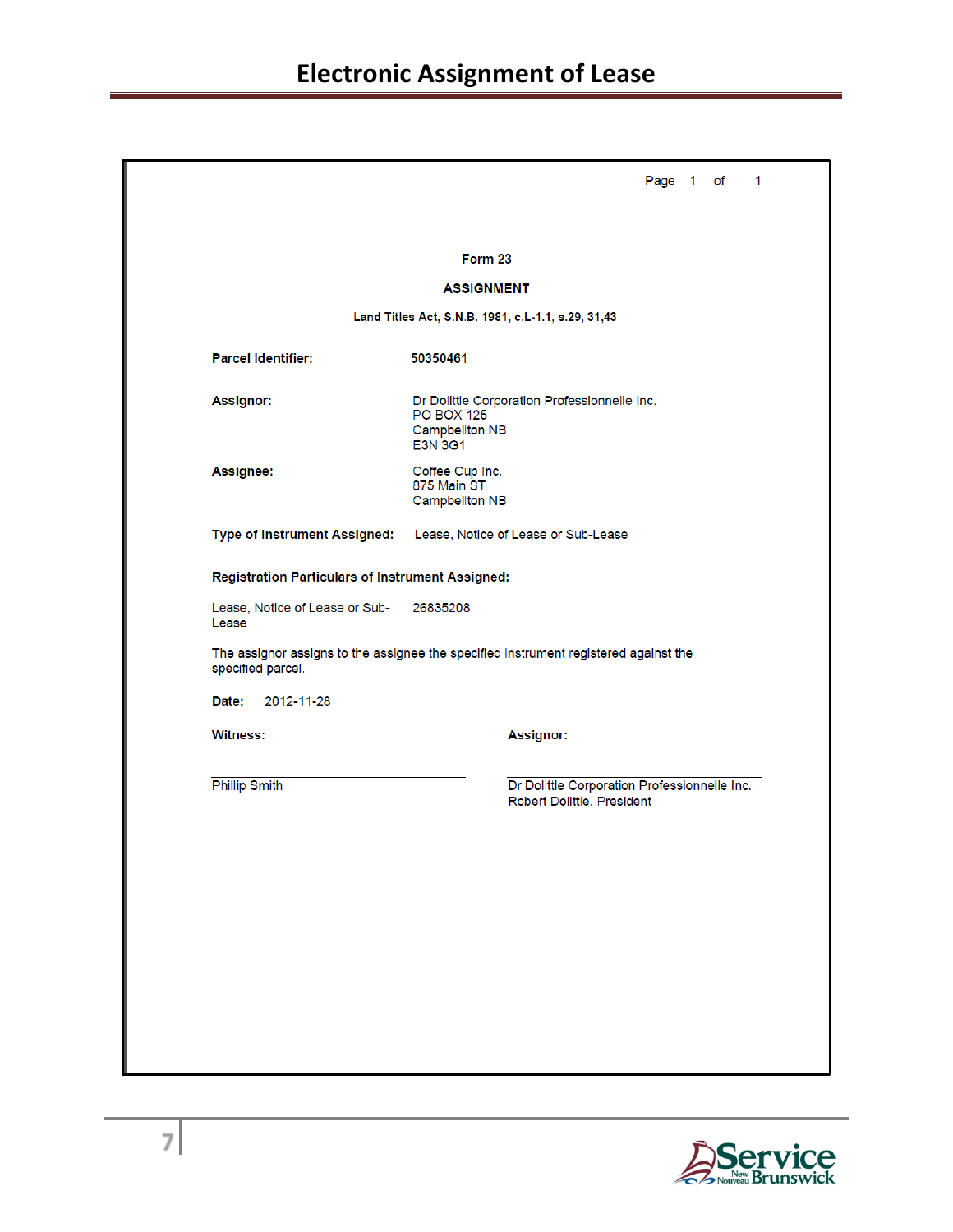# Electronic Assignment of Lease

Page 1 of 1

**Form 23**

**ASSIGNMENT**

**Land Titles Act, S.N.B. 1981, c.L-1.1, s.29, 31,43**

**Parcel Identifier:** 50350461

**Assignor:** Dr Dolittle Corporation Professionnelle Inc.
PO BOX 125
Campbellton NB
E3N 3G1

**Assignee:** Coffee Cup Inc.
875 Main ST
Campbellton NB

**Type of Instrument Assigned:** Lease, Notice of Lease or Sub-Lease

**Registration Particulars of Instrument Assigned:**

Lease, Notice of Lease or Sub-Lease 26835208

The assignor assigns to the assignee the specified instrument registered against the specified parcel.

**Date:** 2012-11-28

**Witness:**

Phillip Smith

**Assignor:**

Dr Dolittle Corporation Professionnelle Inc.
Robert Dolittle, President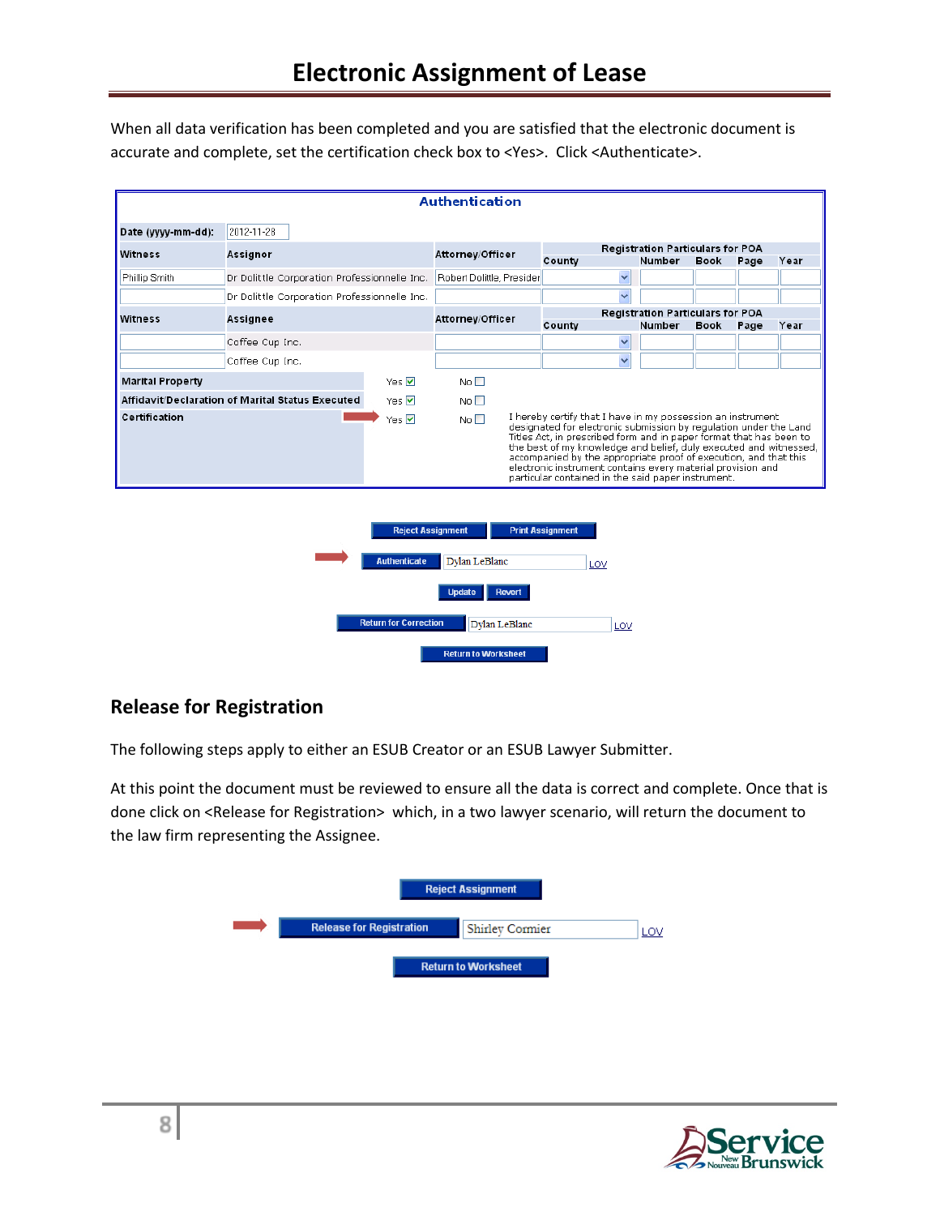# Electronic Assignment of Lease

When all data verification has been completed and you are satisfied that the electronic document is accurate and complete, set the certification check box to <Yes>. Click <Authenticate>.

**Authentication**

Date (yyyy-mm-dd): 2012-11-28

| Witness | Assignor | Attorney/Officer | Registration Particulars for POA County | Number | Book | Page | Year |
|---|---|---|---|---|---|---|---|
| Phillip Smith | Dr Dolittle Corporation Professionnelle Inc. | Robert Dolittle, Presider | | | | | |
| | Dr Dolittle Corporation Professionnelle Inc. | | | | | | |

| Witness | Assignee | Attorney/Officer | Registration Particulars for POA County | Number | Book | Page | Year |
|---|---|---|---|---|---|---|---|
| | Coffee Cup Inc. | | | | | | |
| | Coffee Cup Inc. | | | | | | |

| | Yes | No |
|---|---|---|
| Marital Property | Yes ☑ | No ☐ |
| Affidavit/Declaration of Marital Status Executed | Yes ☑ | No ☐ |
| Certification | Yes ☑ | No ☐ |

I hereby certify that I have in my possession an instrument designated for electronic submission by regulation under the Land Titles Act, in prescribed form and in paper format that has been to the best of my knowledge and belief, duly executed and witnessed, accompanied by the appropriate proof of execution, and that this electronic instrument contains every material provision and particular contained in the said paper instrument.

Reject Assignment | Print Assignment

Authenticate — Dylan LeBlanc — LOV

Update | Revert

Return for Correction — Dylan LeBlanc — LOV

Return to Worksheet

## Release for Registration

The following steps apply to either an ESUB Creator or an ESUB Lawyer Submitter.

At this point the document must be reviewed to ensure all the data is correct and complete. Once that is done click on <Release for Registration> which, in a two lawyer scenario, will return the document to the law firm representing the Assignee.

Reject Assignment

Release for Registration — Shirley Cormier — LOV

Return to Worksheet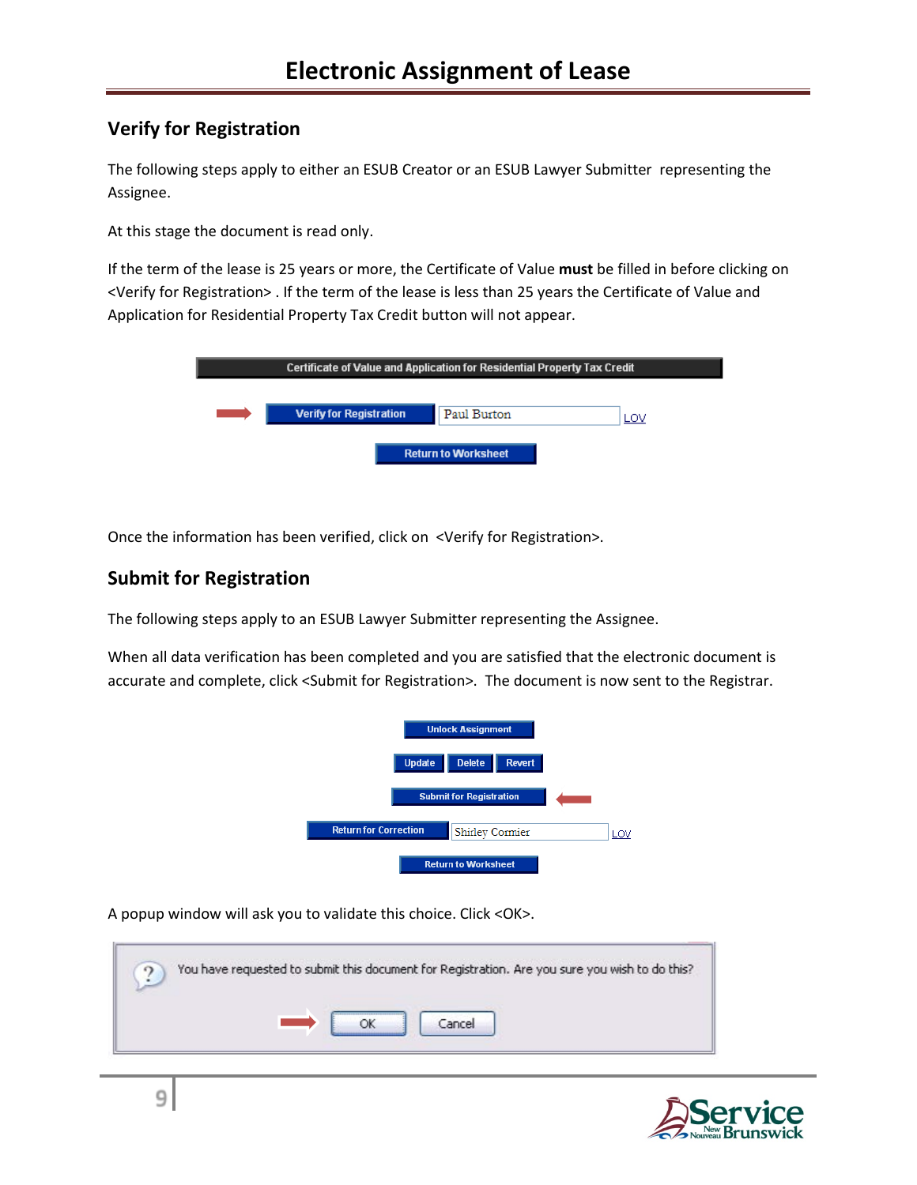# Electronic Assignment of Lease

## Verify for Registration

The following steps apply to either an ESUB Creator or an ESUB Lawyer Submitter representing the Assignee.

At this stage the document is read only.

If the term of the lease is 25 years or more, the Certificate of Value **must** be filled in before clicking on <Verify for Registration> . If the term of the lease is less than 25 years the Certificate of Value and Application for Residential Property Tax Credit button will not appear.

Once the information has been verified, click on <Verify for Registration>.

## Submit for Registration

The following steps apply to an ESUB Lawyer Submitter representing the Assignee.

When all data verification has been completed and you are satisfied that the electronic document is accurate and complete, click <Submit for Registration>. The document is now sent to the Registrar.

A popup window will ask you to validate this choice. Click <OK>.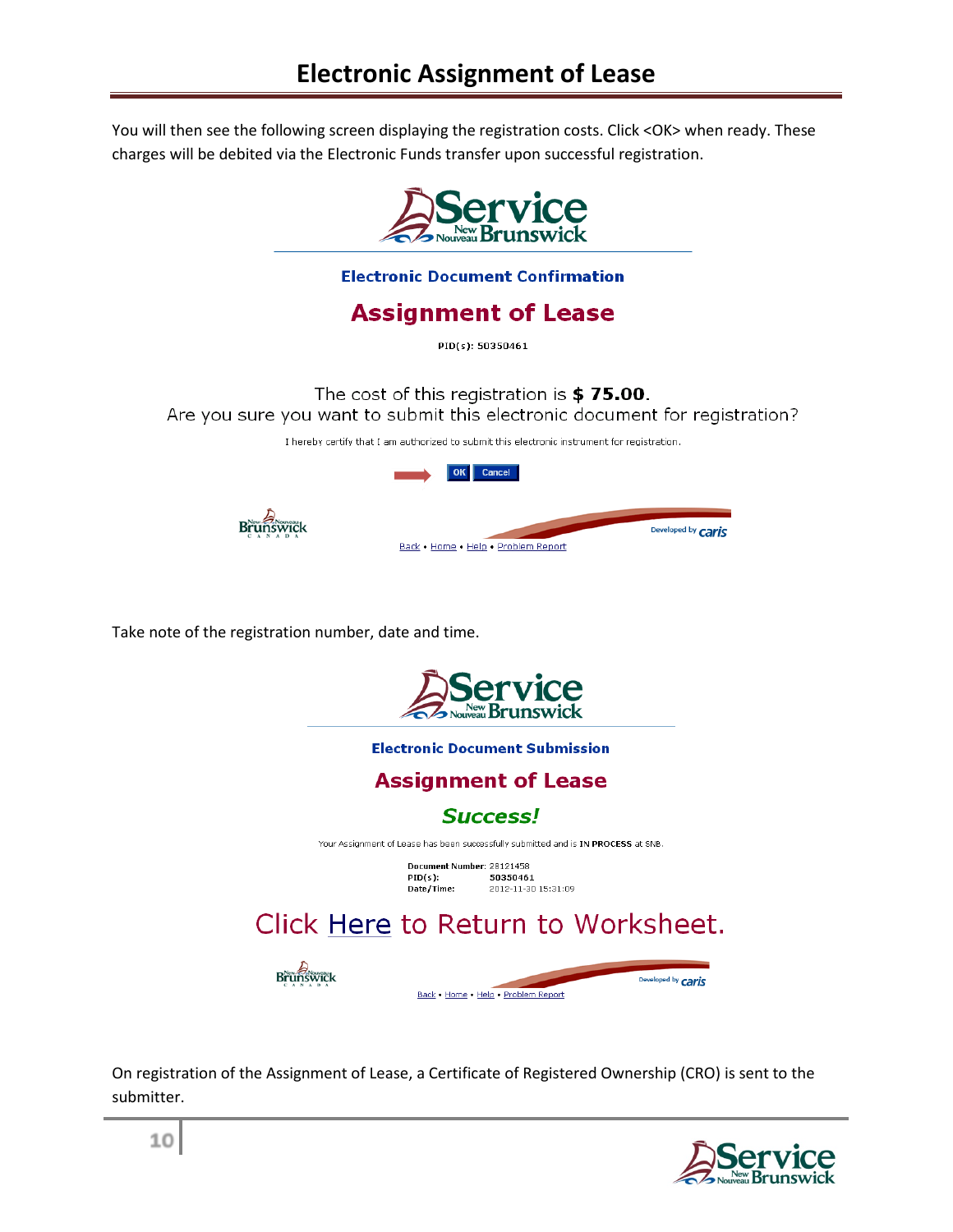# Electronic Assignment of Lease

You will then see the following screen displaying the registration costs. Click <OK> when ready. These charges will be debited via the Electronic Funds transfer upon successful registration.

**Electronic Document Confirmation**

**Assignment of Lease**

PID(s): 50350461

The cost of this registration is **$ 75.00**.
Are you sure you want to submit this electronic document for registration?

I hereby certify that I am authorized to submit this electronic instrument for registration.

OK Cancel

Back • Home • Help • Problem Report

Take note of the registration number, date and time.

**Electronic Document Submission**

**Assignment of Lease**

***Success!***

Your Assignment of Lease has been successfully submitted and is **IN PROCESS** at SNB.

**Document Number:** 28121458
**PID(s):** 50350461
**Date/Time:** 2012-11-30 15:31:09

Click Here to Return to Worksheet.

Back • Home • Help • Problem Report

On registration of the Assignment of Lease, a Certificate of Registered Ownership (CRO) is sent to the submitter.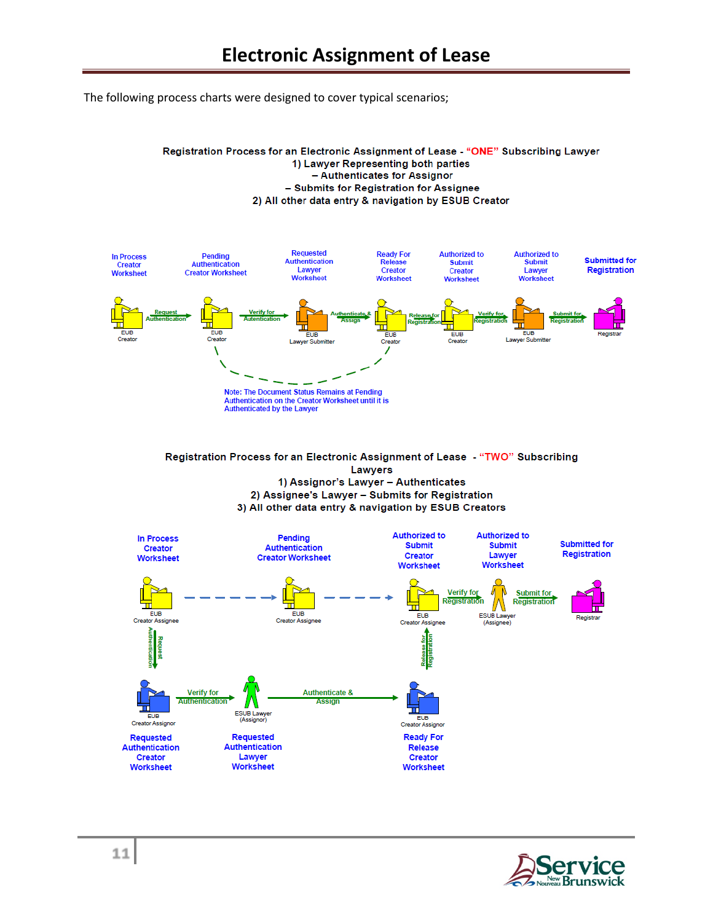# Electronic Assignment of Lease

The following process charts were designed to cover typical scenarios;

**Registration Process for an Electronic Assignment of Lease - "ONE" Subscribing Lawyer**
**1) Lawyer Representing both parties**
**– Authenticates for Assignor**
**– Submits for Registration for Assignee**
**2) All other data entry & navigation by ESUB Creator**

In Process Creator Worksheet
Pending Authentication Creator Worksheet
Requested Authentication Lawyer Worksheet
Ready For Release Creator Worksheet
Authorized to Submit Creator Worksheet
Authorized to Submit Lawyer Worksheet
Submitted for Registration

EUB Creator
Request Authentication
EUB Creator
Verify for Autentication
EUB Lawyer Submitter
Authenticate & Assign
EUB Creator
Release for Registration
EUB Creator
Verify for Registration
EUB Lawyer Submitter
Submit for Registration
Registrar

Note: The Document Status Remains at Pending Authentication on the Creator Worksheet until it is Authenticated by the Lawyer

**Registration Process for an Electronic Assignment of Lease - "TWO" Subscribing Lawyers**
**1) Assignor's Lawyer – Authenticates**
**2) Assignee's Lawyer – Submits for Registration**
**3) All other data entry & navigation by ESUB Creators**

In Process Creator Worksheet
Pending Authentication Creator Worksheet
Authorized to Submit Creator Worksheet
Authorized to Submit Lawyer Worksheet
Submitted for Registration

EUB Creator Assignee
EUB Creator Assignee
EUB Creator Assignee
Verify for Registration
ESUB Lawyer (Assignee)
Submit for Registration
Registrar

Request Authentication
Release for Registration

EUB Creator Assignor
Verify for Authentication
ESUB Lawyer (Assignor)
Authenticate & Assign
EUB Creator Assignor

Requested Authentication Creator Worksheet
Requested Authentication Lawyer Worksheet
Ready For Release Creator Worksheet